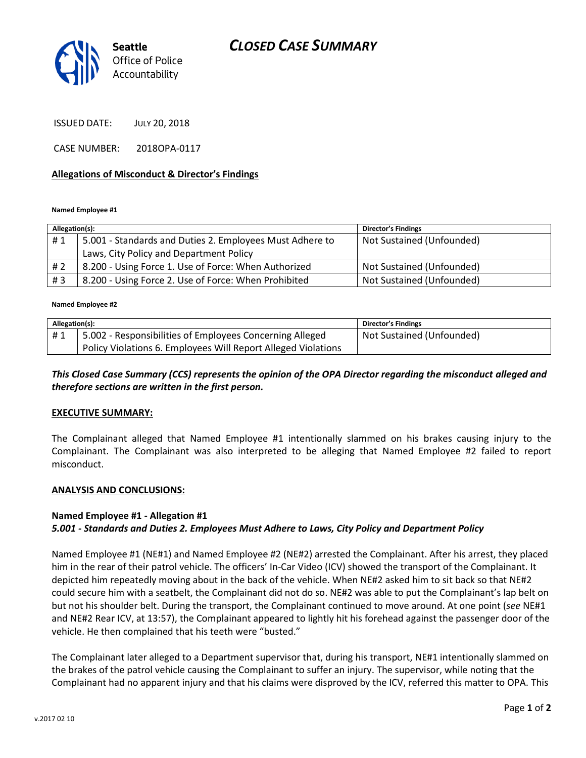Seattle Office of Police Accountability

# CLOSED CASE SUMMARY

ISSUED DATE: JULY 20, 2018

CASE NUMBER: 2018OPA-0117

## Allegations of Misconduct & Director's Findings

**Named Employee #1**

| Allegation(s): | | Director's Findings |
|---|---|---|
| # 1 | 5.001 - Standards and Duties 2. Employees Must Adhere to Laws, City Policy and Department Policy | Not Sustained (Unfounded) |
| # 2 | 8.200 - Using Force 1. Use of Force: When Authorized | Not Sustained (Unfounded) |
| # 3 | 8.200 - Using Force 2. Use of Force: When Prohibited | Not Sustained (Unfounded) |

**Named Employee #2**

| Allegation(s): | | Director's Findings |
|---|---|---|
| # 1 | 5.002 - Responsibilities of Employees Concerning Alleged Policy Violations 6. Employees Will Report Alleged Violations | Not Sustained (Unfounded) |

***This Closed Case Summary (CCS) represents the opinion of the OPA Director regarding the misconduct alleged and therefore sections are written in the first person.***

## EXECUTIVE SUMMARY:

The Complainant alleged that Named Employee #1 intentionally slammed on his brakes causing injury to the Complainant. The Complainant was also interpreted to be alleging that Named Employee #2 failed to report misconduct.

## ANALYSIS AND CONCLUSIONS:

**Named Employee #1 - Allegation #1**
***5.001 - Standards and Duties 2. Employees Must Adhere to Laws, City Policy and Department Policy***

Named Employee #1 (NE#1) and Named Employee #2 (NE#2) arrested the Complainant. After his arrest, they placed him in the rear of their patrol vehicle. The officers' In-Car Video (ICV) showed the transport of the Complainant. It depicted him repeatedly moving about in the back of the vehicle. When NE#2 asked him to sit back so that NE#2 could secure him with a seatbelt, the Complainant did not do so. NE#2 was able to put the Complainant's lap belt on but not his shoulder belt. During the transport, the Complainant continued to move around. At one point (*see* NE#1 and NE#2 Rear ICV, at 13:57), the Complainant appeared to lightly hit his forehead against the passenger door of the vehicle. He then complained that his teeth were "busted."

The Complainant later alleged to a Department supervisor that, during his transport, NE#1 intentionally slammed on the brakes of the patrol vehicle causing the Complainant to suffer an injury. The supervisor, while noting that the Complainant had no apparent injury and that his claims were disproved by the ICV, referred this matter to OPA. This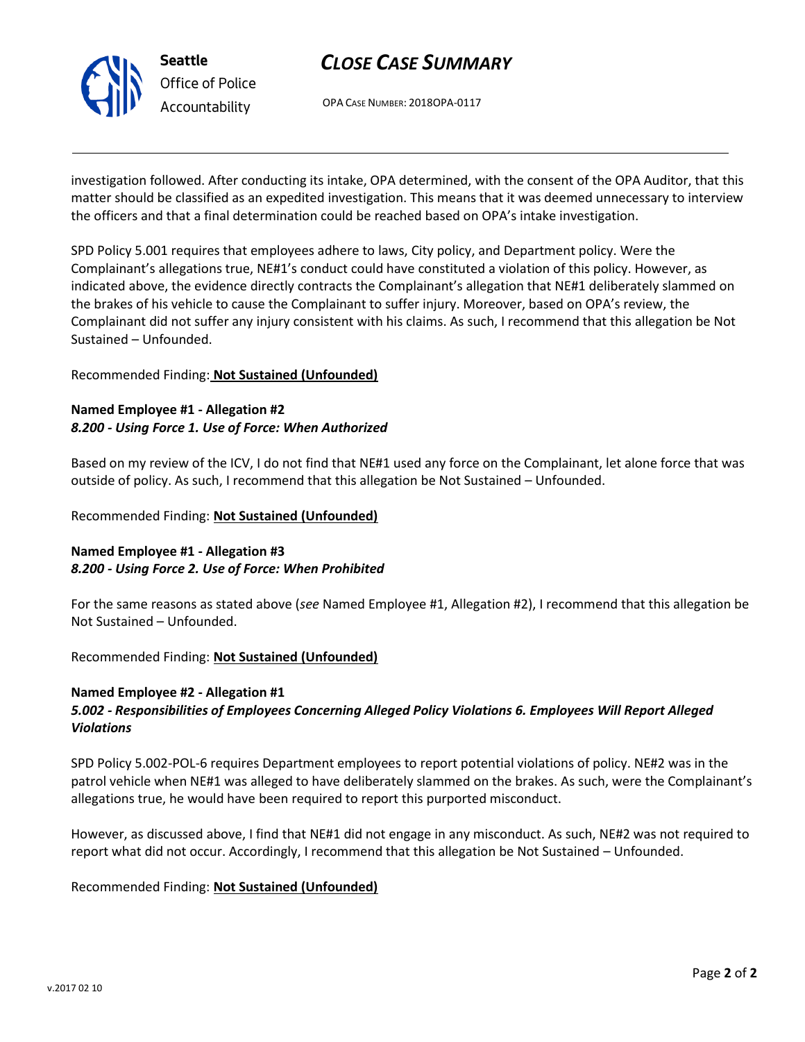investigation followed. After conducting its intake, OPA determined, with the consent of the OPA Auditor, that this matter should be classified as an expedited investigation. This means that it was deemed unnecessary to interview the officers and that a final determination could be reached based on OPA's intake investigation.

SPD Policy 5.001 requires that employees adhere to laws, City policy, and Department policy. Were the Complainant's allegations true, NE#1's conduct could have constituted a violation of this policy. However, as indicated above, the evidence directly contracts the Complainant's allegation that NE#1 deliberately slammed on the brakes of his vehicle to cause the Complainant to suffer injury. Moreover, based on OPA's review, the Complainant did not suffer any injury consistent with his claims. As such, I recommend that this allegation be Not Sustained – Unfounded.

Recommended Finding: **Not Sustained (Unfounded)**

**Named Employee #1 - Allegation #2**
***8.200 - Using Force 1. Use of Force: When Authorized***

Based on my review of the ICV, I do not find that NE#1 used any force on the Complainant, let alone force that was outside of policy. As such, I recommend that this allegation be Not Sustained – Unfounded.

Recommended Finding: **Not Sustained (Unfounded)**

**Named Employee #1 - Allegation #3**
***8.200 - Using Force 2. Use of Force: When Prohibited***

For the same reasons as stated above (*see* Named Employee #1, Allegation #2), I recommend that this allegation be Not Sustained – Unfounded.

Recommended Finding: **Not Sustained (Unfounded)**

**Named Employee #2 - Allegation #1**
***5.002 - Responsibilities of Employees Concerning Alleged Policy Violations 6. Employees Will Report Alleged Violations***

SPD Policy 5.002-POL-6 requires Department employees to report potential violations of policy. NE#2 was in the patrol vehicle when NE#1 was alleged to have deliberately slammed on the brakes. As such, were the Complainant's allegations true, he would have been required to report this purported misconduct.

However, as discussed above, I find that NE#1 did not engage in any misconduct. As such, NE#2 was not required to report what did not occur. Accordingly, I recommend that this allegation be Not Sustained – Unfounded.

Recommended Finding: **Not Sustained (Unfounded)**